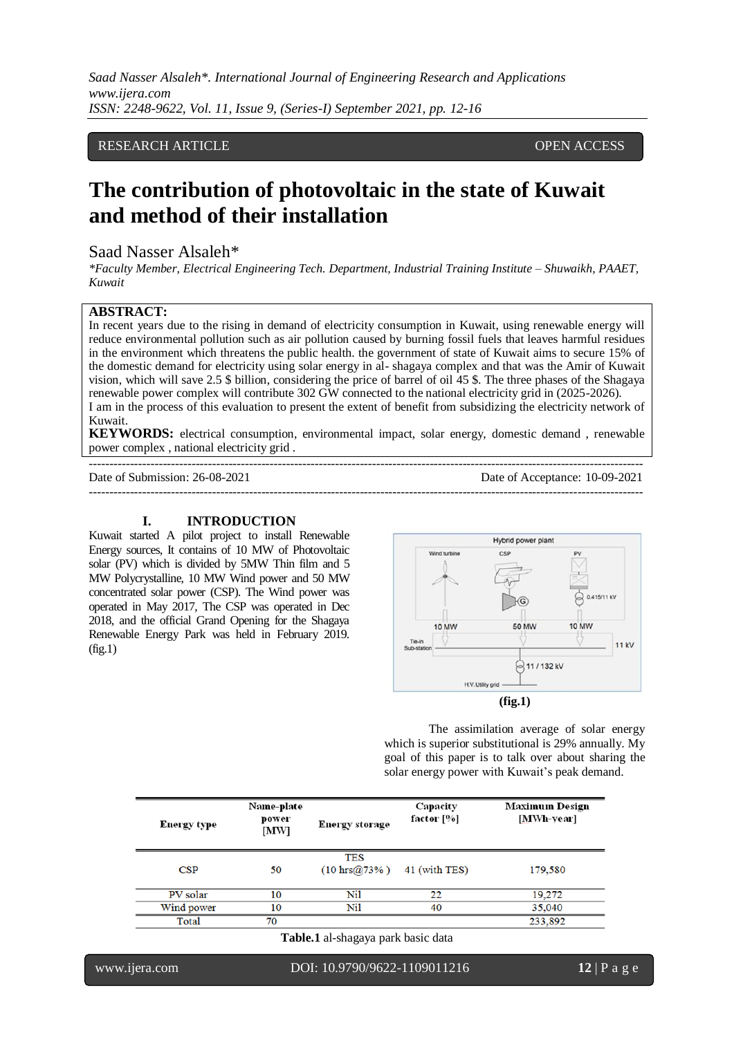RESEARCH ARTICLE OPEN ACCESS

# The contribution of photovoltaic in the state of Kuwait and method of their installation

Saad Nasser Alsaleh*

*\*Faculty Member, Electrical Engineering Tech. Department, Industrial Training Institute – Shuwaikh, PAAET, Kuwait*

**ABSTRACT:**
In recent years due to the rising in demand of electricity consumption in Kuwait, using renewable energy will reduce environmental pollution such as air pollution caused by burning fossil fuels that leaves harmful residues in the environment which threatens the public health. the government of state of Kuwait aims to secure 15% of the domestic demand for electricity using solar energy in al- shagaya complex and that was the Amir of Kuwait vision, which will save 2.5 $ billion, considering the price of barrel of oil 45 $. The three phases of the Shagaya renewable power complex will contribute 302 GW connected to the national electricity grid in (2025-2026).
I am in the process of this evaluation to present the extent of benefit from subsidizing the electricity network of Kuwait.

**KEYWORDS:** electrical consumption, environmental impact, solar energy, domestic demand , renewable power complex , national electricity grid .

---

Date of Submission: 26-08-2021 Date of Acceptance: 10-09-2021

---

## I. INTRODUCTION

Kuwait started A pilot project to install Renewable Energy sources, It contains of 10 MW of Photovoltaic solar (PV) which is divided by 5MW Thin film and 5 MW Polycrystalline, 10 MW Wind power and 50 MW concentrated solar power (CSP). The Wind power was operated in May 2017, The CSP was operated in Dec 2018, and the official Grand Opening for the Shagaya Renewable Energy Park was held in February 2019. (fig.1)

**(fig.1)**

The assimilation average of solar energy which is superior substitutional is 29% annually. My goal of this paper is to talk over about sharing the solar energy power with Kuwait's peak demand.

| Energy type | Name-plate power [MW] | Energy storage | Capacity factor [%] | Maximum Design [MWh-year] |
|---|---|---|---|---|
| CSP | 50 | TES (10 hrs@73% ) | 41 (with TES) | 179,580 |
| PV solar | 10 | Nil | 22 | 19,272 |
| Wind power | 10 | Nil | 40 | 35,040 |
| Total | 70 | | | 233,892 |

**Table.1** al-shagaya park basic data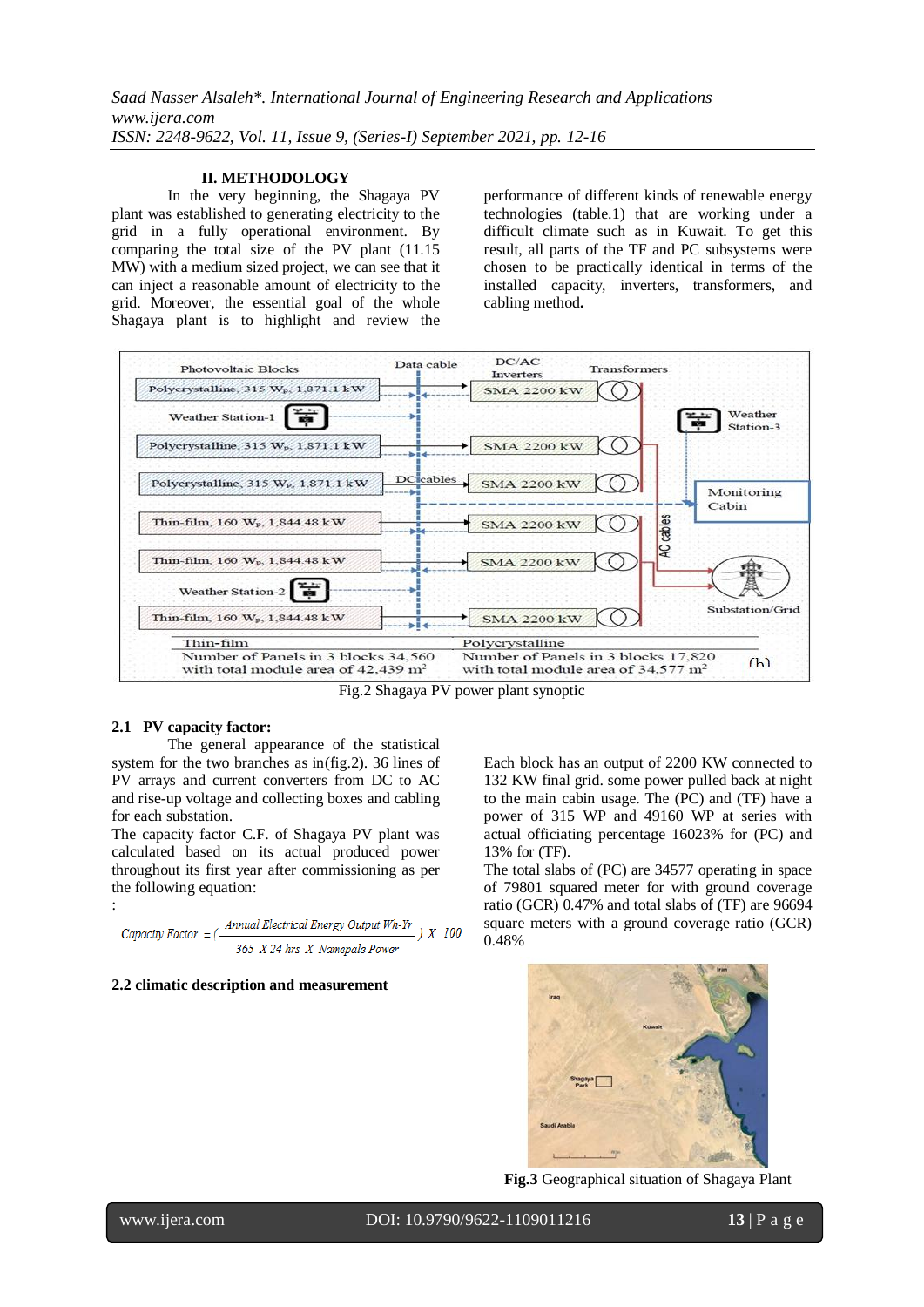## II. METHODOLOGY

In the very beginning, the Shagaya PV plant was established to generating electricity to the grid in a fully operational environment. By comparing the total size of the PV plant (11.15 MW) with a medium sized project, we can see that it can inject a reasonable amount of electricity to the grid. Moreover, the essential goal of the whole Shagaya plant is to highlight and review the performance of different kinds of renewable energy technologies (table.1) that are working under a difficult climate such as in Kuwait. To get this result, all parts of the TF and PC subsystems were chosen to be practically identical in terms of the installed capacity, inverters, transformers, and cabling method.

Fig.2 Shagaya PV power plant synoptic

### 2.1 PV capacity factor:

The general appearance of the statistical system for the two branches as in(fig.2). 36 lines of PV arrays and current converters from DC to AC and rise-up voltage and collecting boxes and cabling for each substation.

The capacity factor C.F. of Shagaya PV plant was calculated based on its actual produced power throughout its first year after commissioning as per the following equation:

:

$$Capacity\ Factor = \left(\frac{Annual\ Electrical\ Energy\ Output\ Wh\text{-}Yr}{365\ X\ 24\ hrs\ X\ Namepale\ Power}\right) X\ 100$$

Each block has an output of 2200 KW connected to 132 KW final grid. some power pulled back at night to the main cabin usage. The (PC) and (TF) have a power of 315 WP and 49160 WP at series with actual officiating percentage 16023% for (PC) and 13% for (TF).

The total slabs of (PC) are 34577 operating in space of 79801 squared meter for with ground coverage ratio (GCR) 0.47% and total slabs of (TF) are 96694 square meters with a ground coverage ratio (GCR) 0.48%

### 2.2 climatic description and measurement

**Fig.3** Geographical situation of Shagaya Plant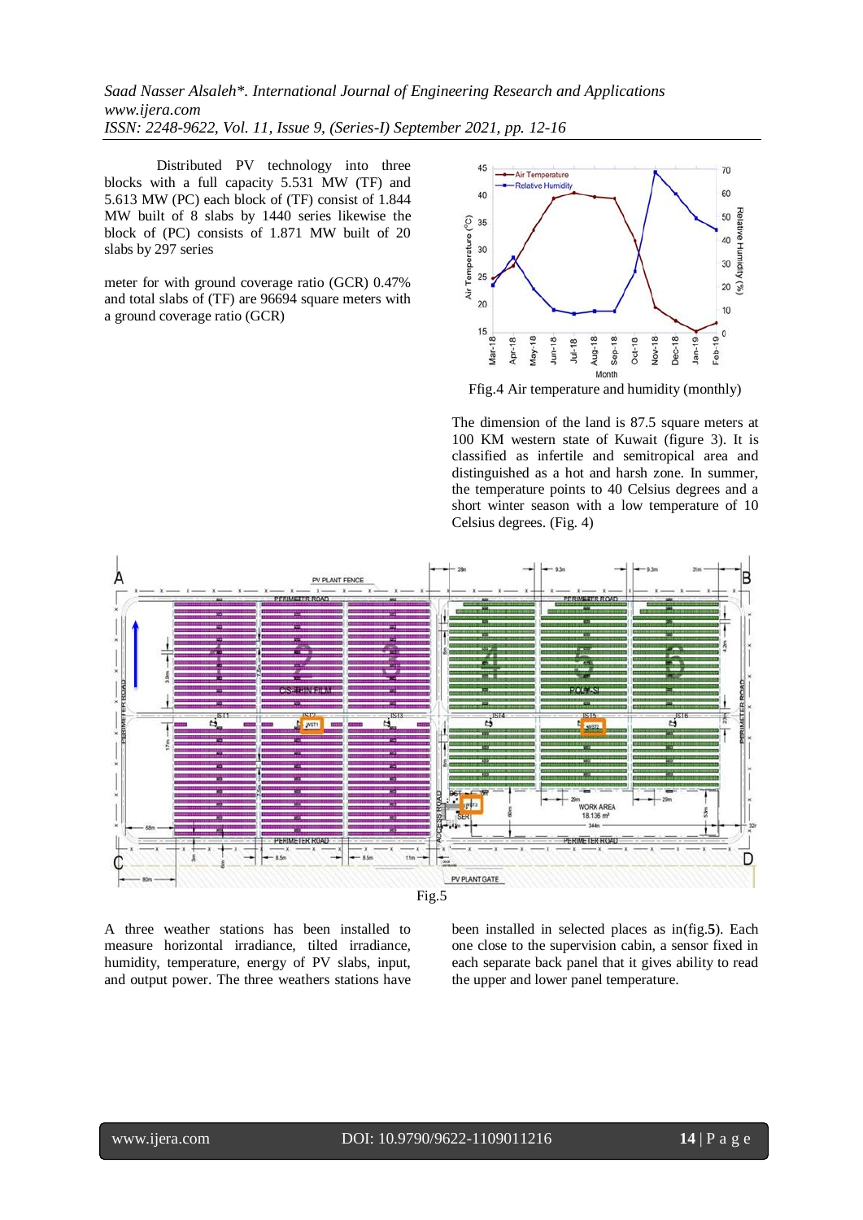Distributed PV technology into three blocks with a full capacity 5.531 MW (TF) and 5.613 MW (PC) each block of (TF) consist of 1.844 MW built of 8 slabs by 1440 series likewise the block of (PC) consists of 1.871 MW built of 20 slabs by 297 series

meter for with ground coverage ratio (GCR) 0.47% and total slabs of (TF) are 96694 square meters with a ground coverage ratio (GCR)

Ffig.4 Air temperature and humidity (monthly)

The dimension of the land is 87.5 square meters at 100 KM western state of Kuwait (figure 3). It is classified as infertile and semitropical area and distinguished as a hot and harsh zone. In summer, the temperature points to 40 Celsius degrees and a short winter season with a low temperature of 10 Celsius degrees. (Fig. 4)

Fig.5

A three weather stations has been installed to measure horizontal irradiance, tilted irradiance, humidity, temperature, energy of PV slabs, input, and output power. The three weathers stations have been installed in selected places as in(fig.**5**). Each one close to the supervision cabin, a sensor fixed in each separate back panel that it gives ability to read the upper and lower panel temperature.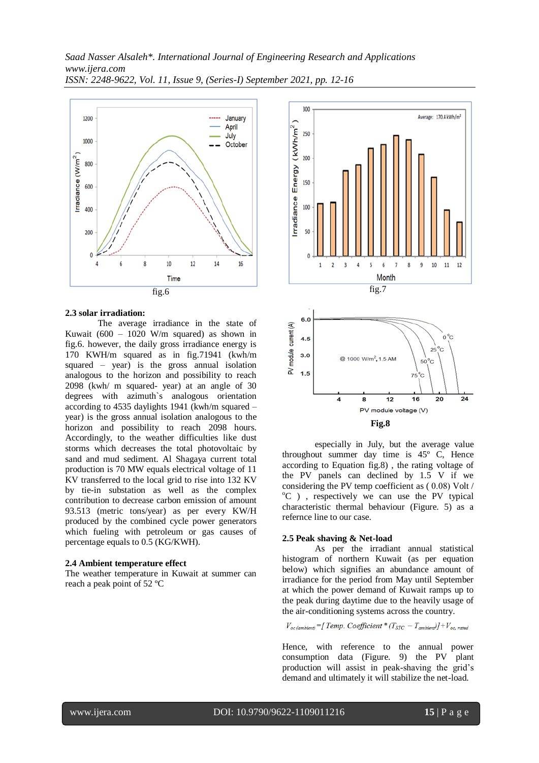fig.6

fig.7

### 2.3 solar irradiation:

The average irradiance in the state of Kuwait (600 – 1020 W/m squared) as shown in fig.6. however, the daily gross irradiance energy is 170 KWH/m squared as in fig.71941 (kwh/m squared – year) is the gross annual isolation analogous to the horizon and possibility to reach 2098 (kwh/ m squared- year) at an angle of 30 degrees with azimuth`s analogous orientation according to 4535 daylights 1941 (kwh/m squared – year) is the gross annual isolation analogous to the horizon and possibility to reach 2098 hours. Accordingly, to the weather difficulties like dust storms which decreases the total photovoltaic by sand and mud sediment. Al Shagaya current total production is 70 MW equals electrical voltage of 11 KV transferred to the local grid to rise into 132 KV by tie-in substation as well as the complex contribution to decrease carbon emission of amount 93.513 (metric tons/year) as per every KW/H produced by the combined cycle power generators which fueling with petroleum or gas causes of percentage equals to 0.5 (KG/KWH).

### 2.4 Ambient temperature effect

The weather temperature in Kuwait at summer can reach a peak point of 52 ºC

**Fig.8**

especially in July, but the average value throughout summer day time is 45º C, Hence according to Equation fig.8) , the rating voltage of the PV panels can declined by 1.5 V if we considering the PV temp coefficient as ( 0.08) Volt / ºC ) , respectively we can use the PV typical characteristic thermal behaviour (Figure. 5) as a refernce line to our case.

### 2.5 Peak shaving & Net-load

As per the irradiant annual statistical histogram of northern Kuwait (as per equation below) which signifies an abundance amount of irradiance for the period from May until September at which the power demand of Kuwait ramps up to the peak during daytime due to the heavily usage of the air-conditioning systems across the country.

$$V_{oc\,(ambient)} = [\,Temp.\ Coefficient * (T_{STC} - T_{ambient})] + V_{oc,\,rated}$$

Hence, with reference to the annual power consumption data (Figure. 9) the PV plant production will assist in peak-shaving the grid's demand and ultimately it will stabilize the net-load.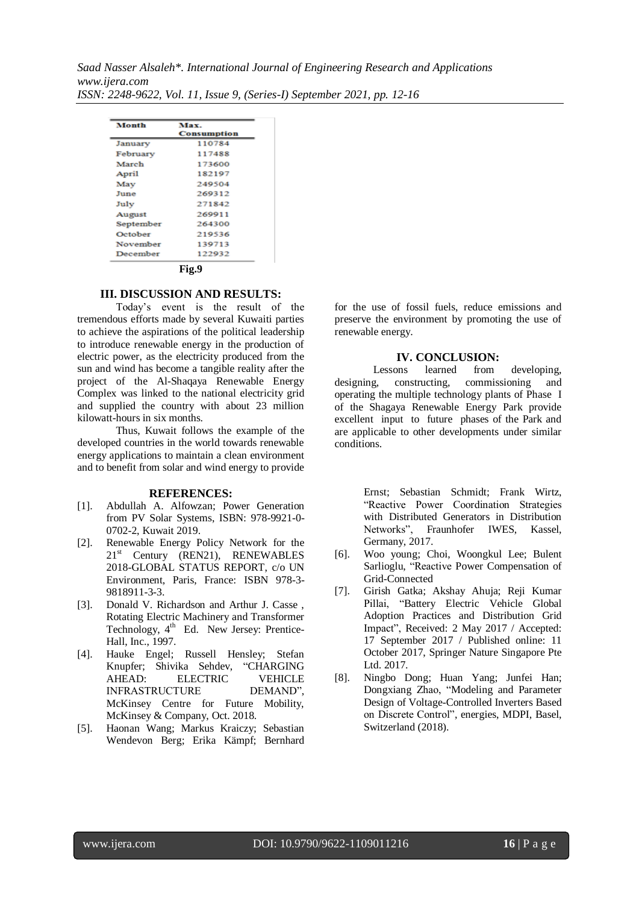| Month | Max. Consumption |
|---|---|
| January | 110784 |
| February | 117488 |
| March | 173600 |
| April | 182197 |
| May | 249504 |
| June | 269312 |
| July | 271842 |
| August | 269911 |
| September | 264300 |
| October | 219536 |
| November | 139713 |
| December | 122932 |

**Fig.9**

## III. DISCUSSION AND RESULTS:

Today's event is the result of the tremendous efforts made by several Kuwaiti parties to achieve the aspirations of the political leadership to introduce renewable energy in the production of electric power, as the electricity produced from the sun and wind has become a tangible reality after the project of the Al-Shaqaya Renewable Energy Complex was linked to the national electricity grid and supplied the country with about 23 million kilowatt-hours in six months.

Thus, Kuwait follows the example of the developed countries in the world towards renewable energy applications to maintain a clean environment and to benefit from solar and wind energy to provide for the use of fossil fuels, reduce emissions and preserve the environment by promoting the use of renewable energy.

## IV. CONCLUSION:

Lessons learned from developing, designing, constructing, commissioning and operating the multiple technology plants of Phase I of the Shagaya Renewable Energy Park provide excellent input to future phases of the Park and are applicable to other developments under similar conditions.

## REFERENCES:

[1]. Abdullah A. Alfowzan; Power Generation from PV Solar Systems, ISBN: 978-9921-0-0702-2, Kuwait 2019.

[2]. Renewable Energy Policy Network for the 21st Century (REN21), RENEWABLES 2018-GLOBAL STATUS REPORT, c/o UN Environment, Paris, France: ISBN 978-3-9818911-3-3.

[3]. Donald V. Richardson and Arthur J. Casse , Rotating Electric Machinery and Transformer Technology, 4th Ed. New Jersey: Prentice-Hall, Inc., 1997.

[4]. Hauke Engel; Russell Hensley; Stefan Knupfer; Shivika Sehdev, "CHARGING AHEAD: ELECTRIC VEHICLE INFRASTRUCTURE DEMAND", McKinsey Centre for Future Mobility, McKinsey & Company, Oct. 2018.

[5]. Haonan Wang; Markus Kraiczy; Sebastian Wendevon Berg; Erika Kämpf; Bernhard Ernst; Sebastian Schmidt; Frank Wirtz, "Reactive Power Coordination Strategies with Distributed Generators in Distribution Networks", Fraunhofer IWES, Kassel, Germany, 2017.

[6]. Woo young; Choi, Woongkul Lee; Bulent Sarlioglu, "Reactive Power Compensation of Grid-Connected

[7]. Girish Gatka; Akshay Ahuja; Reji Kumar Pillai, "Battery Electric Vehicle Global Adoption Practices and Distribution Grid Impact", Received: 2 May 2017 / Accepted: 17 September 2017 / Published online: 11 October 2017, Springer Nature Singapore Pte Ltd. 2017.

[8]. Ningbo Dong; Huan Yang; Junfei Han; Dongxiang Zhao, "Modeling and Parameter Design of Voltage-Controlled Inverters Based on Discrete Control", energies, MDPI, Basel, Switzerland (2018).